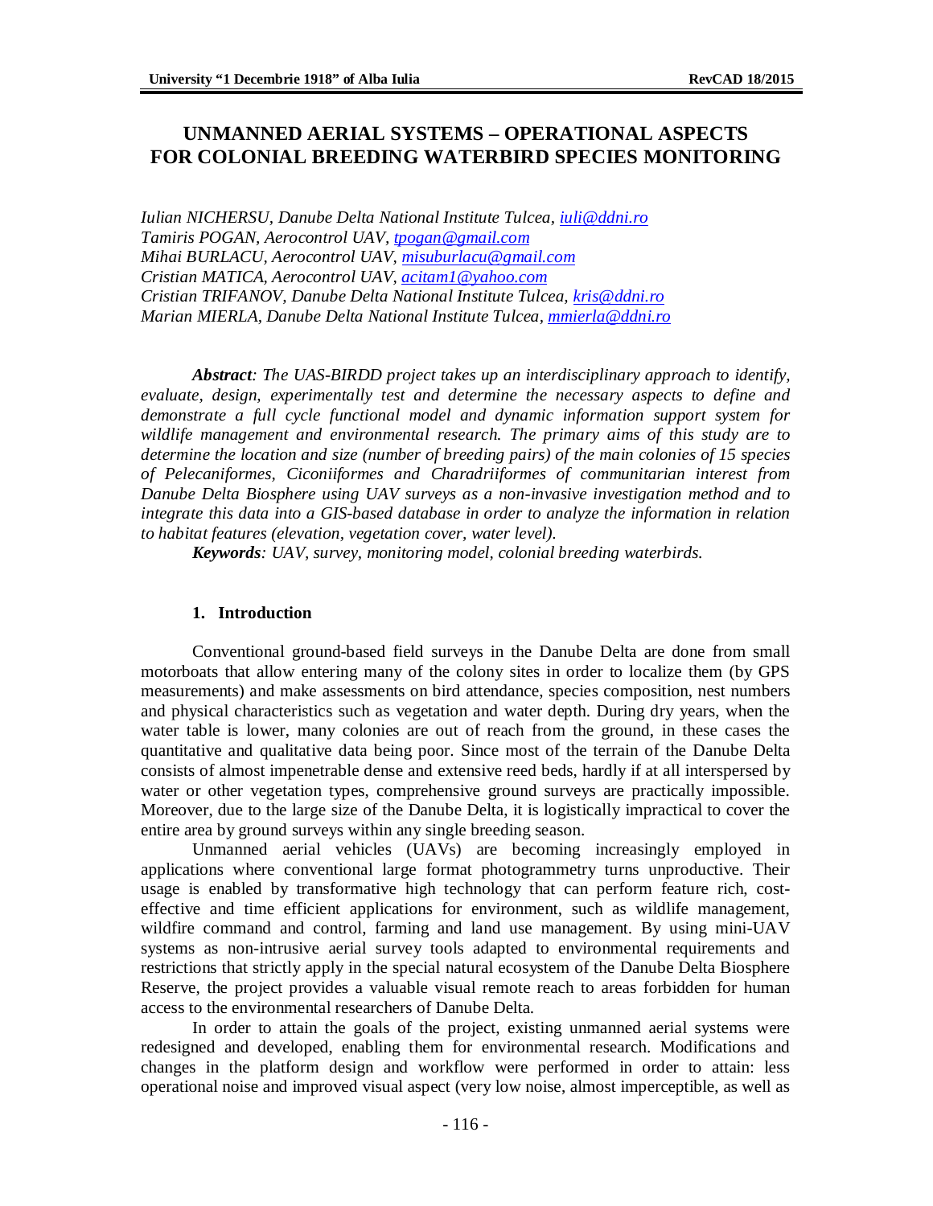# UNMANNED AERIAL SYSTEMS – OPERATIONAL ASPECTS FOR COLONIAL BREEDING WATERBIRD SPECIES MONITORING

*Iulian NICHERSU, Danube Delta National Institute Tulcea, iuli@ddni.ro*
*Tamiris POGAN, Aerocontrol UAV, tpogan@gmail.com*
*Mihai BURLACU, Aerocontrol UAV, misuburlacu@gmail.com*
*Cristian MATICA, Aerocontrol UAV, acitam1@yahoo.com*
*Cristian TRIFANOV, Danube Delta National Institute Tulcea, kris@ddni.ro*
*Marian MIERLA, Danube Delta National Institute Tulcea, mmierla@ddni.ro*

***Abstract**: The UAS-BIRDD project takes up an interdisciplinary approach to identify, evaluate, design, experimentally test and determine the necessary aspects to define and demonstrate a full cycle functional model and dynamic information support system for wildlife management and environmental research. The primary aims of this study are to determine the location and size (number of breeding pairs) of the main colonies of 15 species of Pelecaniformes, Ciconiiformes and Charadriiformes of communitarian interest from Danube Delta Biosphere using UAV surveys as a non-invasive investigation method and to integrate this data into a GIS-based database in order to analyze the information in relation to habitat features (elevation, vegetation cover, water level).*

***Keywords**: UAV, survey, monitoring model, colonial breeding waterbirds.*

## 1. Introduction

Conventional ground-based field surveys in the Danube Delta are done from small motorboats that allow entering many of the colony sites in order to localize them (by GPS measurements) and make assessments on bird attendance, species composition, nest numbers and physical characteristics such as vegetation and water depth. During dry years, when the water table is lower, many colonies are out of reach from the ground, in these cases the quantitative and qualitative data being poor. Since most of the terrain of the Danube Delta consists of almost impenetrable dense and extensive reed beds, hardly if at all interspersed by water or other vegetation types, comprehensive ground surveys are practically impossible. Moreover, due to the large size of the Danube Delta, it is logistically impractical to cover the entire area by ground surveys within any single breeding season.

Unmanned aerial vehicles (UAVs) are becoming increasingly employed in applications where conventional large format photogrammetry turns unproductive. Their usage is enabled by transformative high technology that can perform feature rich, cost-effective and time efficient applications for environment, such as wildlife management, wildfire command and control, farming and land use management. By using mini-UAV systems as non-intrusive aerial survey tools adapted to environmental requirements and restrictions that strictly apply in the special natural ecosystem of the Danube Delta Biosphere Reserve, the project provides a valuable visual remote reach to areas forbidden for human access to the environmental researchers of Danube Delta.

In order to attain the goals of the project, existing unmanned aerial systems were redesigned and developed, enabling them for environmental research. Modifications and changes in the platform design and workflow were performed in order to attain: less operational noise and improved visual aspect (very low noise, almost imperceptible, as well as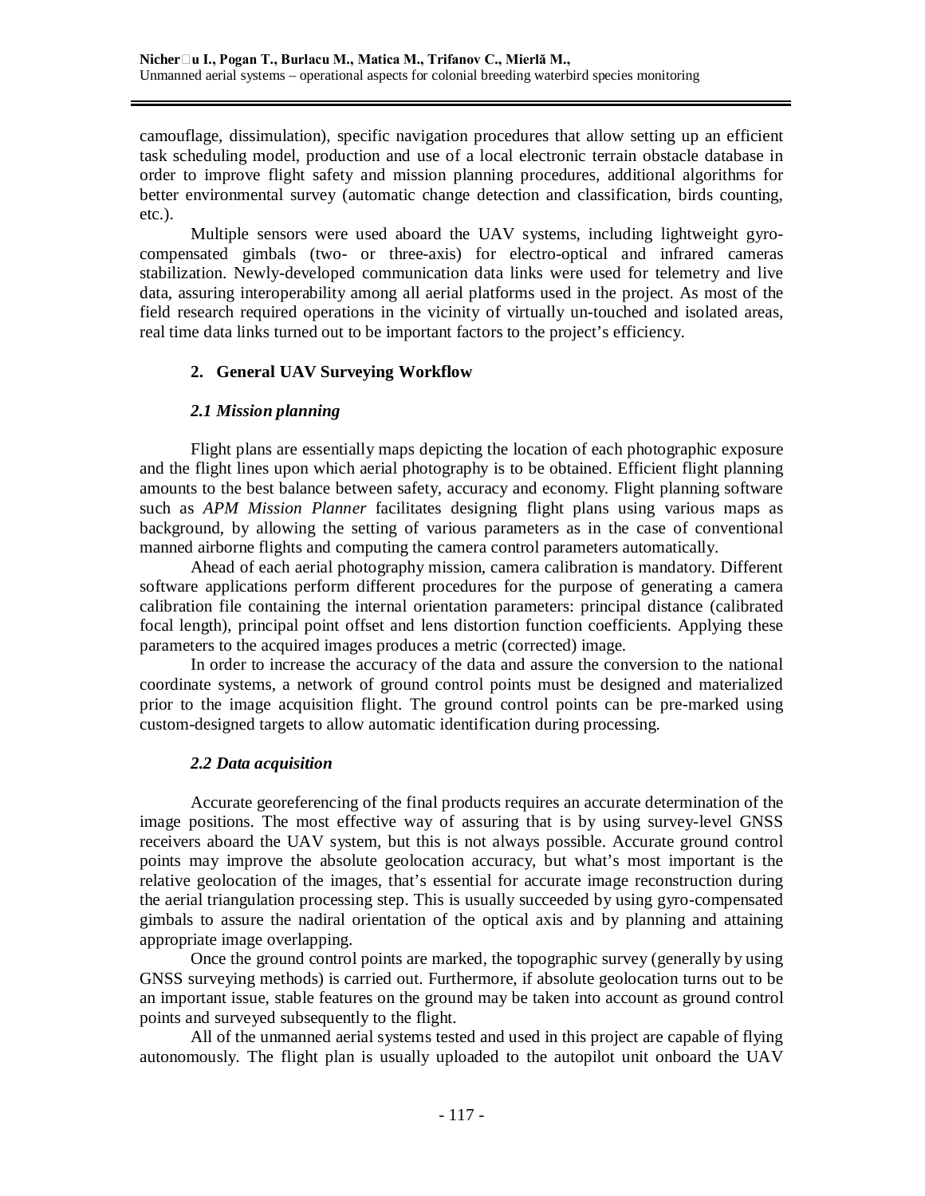camouflage, dissimulation), specific navigation procedures that allow setting up an efficient task scheduling model, production and use of a local electronic terrain obstacle database in order to improve flight safety and mission planning procedures, additional algorithms for better environmental survey (automatic change detection and classification, birds counting, etc.).

Multiple sensors were used aboard the UAV systems, including lightweight gyro-compensated gimbals (two- or three-axis) for electro-optical and infrared cameras stabilization. Newly-developed communication data links were used for telemetry and live data, assuring interoperability among all aerial platforms used in the project. As most of the field research required operations in the vicinity of virtually un-touched and isolated areas, real time data links turned out to be important factors to the project's efficiency.

## 2. General UAV Surveying Workflow

### *2.1 Mission planning*

Flight plans are essentially maps depicting the location of each photographic exposure and the flight lines upon which aerial photography is to be obtained. Efficient flight planning amounts to the best balance between safety, accuracy and economy. Flight planning software such as *APM Mission Planner* facilitates designing flight plans using various maps as background, by allowing the setting of various parameters as in the case of conventional manned airborne flights and computing the camera control parameters automatically.

Ahead of each aerial photography mission, camera calibration is mandatory. Different software applications perform different procedures for the purpose of generating a camera calibration file containing the internal orientation parameters: principal distance (calibrated focal length), principal point offset and lens distortion function coefficients. Applying these parameters to the acquired images produces a metric (corrected) image.

In order to increase the accuracy of the data and assure the conversion to the national coordinate systems, a network of ground control points must be designed and materialized prior to the image acquisition flight. The ground control points can be pre-marked using custom-designed targets to allow automatic identification during processing.

### *2.2 Data acquisition*

Accurate georeferencing of the final products requires an accurate determination of the image positions. The most effective way of assuring that is by using survey-level GNSS receivers aboard the UAV system, but this is not always possible. Accurate ground control points may improve the absolute geolocation accuracy, but what's most important is the relative geolocation of the images, that's essential for accurate image reconstruction during the aerial triangulation processing step. This is usually succeeded by using gyro-compensated gimbals to assure the nadiral orientation of the optical axis and by planning and attaining appropriate image overlapping.

Once the ground control points are marked, the topographic survey (generally by using GNSS surveying methods) is carried out. Furthermore, if absolute geolocation turns out to be an important issue, stable features on the ground may be taken into account as ground control points and surveyed subsequently to the flight.

All of the unmanned aerial systems tested and used in this project are capable of flying autonomously. The flight plan is usually uploaded to the autopilot unit onboard the UAV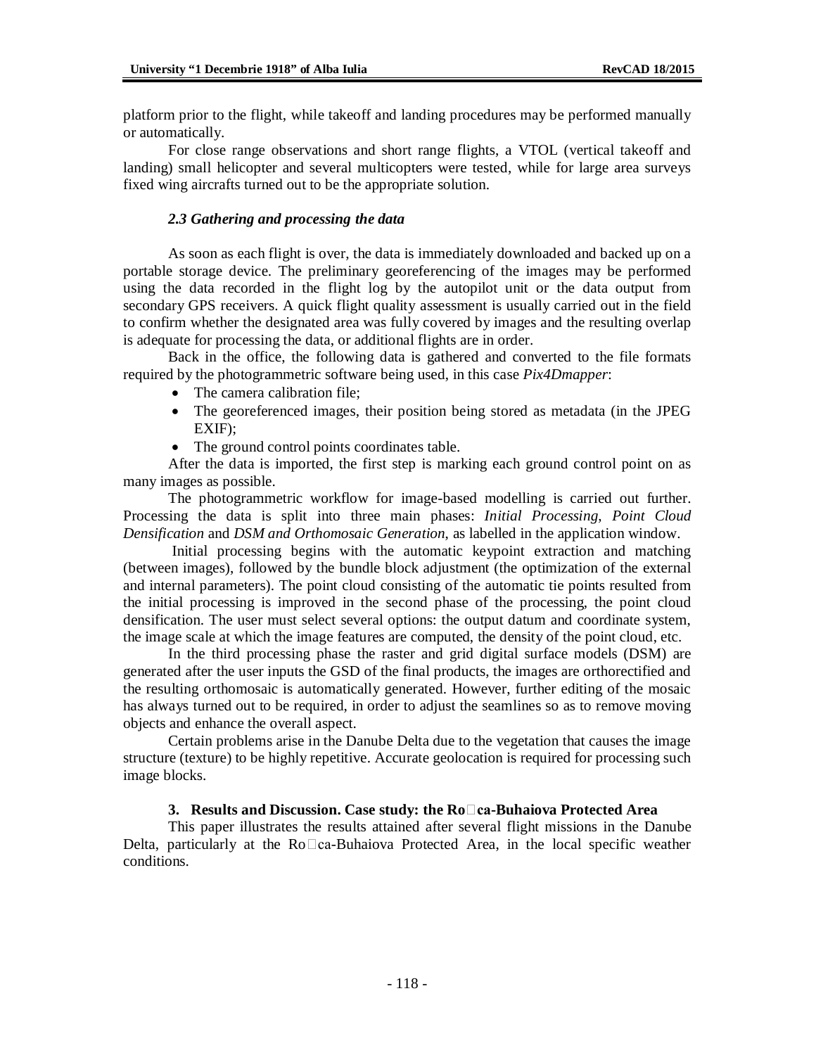platform prior to the flight, while takeoff and landing procedures may be performed manually or automatically.

For close range observations and short range flights, a VTOL (vertical takeoff and landing) small helicopter and several multicopters were tested, while for large area surveys fixed wing aircrafts turned out to be the appropriate solution.

### *2.3 Gathering and processing the data*

As soon as each flight is over, the data is immediately downloaded and backed up on a portable storage device. The preliminary georeferencing of the images may be performed using the data recorded in the flight log by the autopilot unit or the data output from secondary GPS receivers. A quick flight quality assessment is usually carried out in the field to confirm whether the designated area was fully covered by images and the resulting overlap is adequate for processing the data, or additional flights are in order.

Back in the office, the following data is gathered and converted to the file formats required by the photogrammetric software being used, in this case *Pix4Dmapper*:

- The camera calibration file;
- The georeferenced images, their position being stored as metadata (in the JPEG EXIF);
- The ground control points coordinates table.

After the data is imported, the first step is marking each ground control point on as many images as possible.

The photogrammetric workflow for image-based modelling is carried out further. Processing the data is split into three main phases: *Initial Processing*, *Point Cloud Densification* and *DSM and Orthomosaic Generation*, as labelled in the application window.

Initial processing begins with the automatic keypoint extraction and matching (between images), followed by the bundle block adjustment (the optimization of the external and internal parameters). The point cloud consisting of the automatic tie points resulted from the initial processing is improved in the second phase of the processing, the point cloud densification. The user must select several options: the output datum and coordinate system, the image scale at which the image features are computed, the density of the point cloud, etc.

In the third processing phase the raster and grid digital surface models (DSM) are generated after the user inputs the GSD of the final products, the images are orthorectified and the resulting orthomosaic is automatically generated. However, further editing of the mosaic has always turned out to be required, in order to adjust the seamlines so as to remove moving objects and enhance the overall aspect.

Certain problems arise in the Danube Delta due to the vegetation that causes the image structure (texture) to be highly repetitive. Accurate geolocation is required for processing such image blocks.

## 3. Results and Discussion. Case study: the Roșca-Buhaiova Protected Area

This paper illustrates the results attained after several flight missions in the Danube Delta, particularly at the Roșca-Buhaiova Protected Area, in the local specific weather conditions.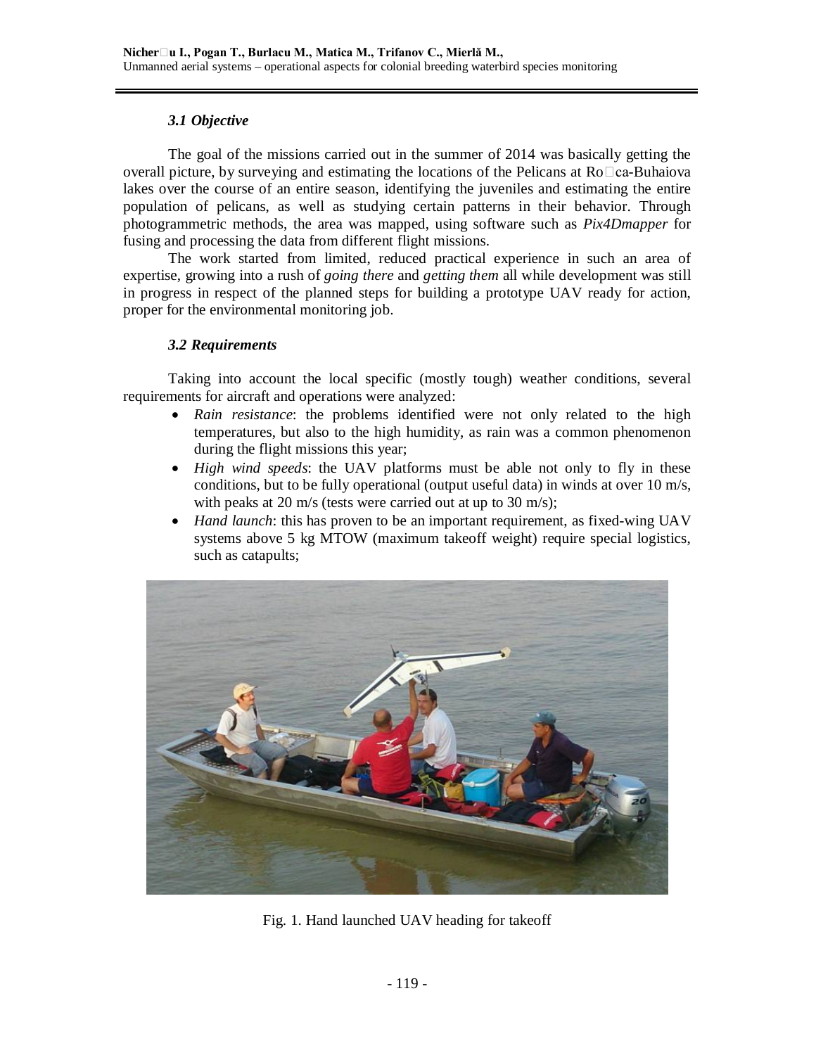### *3.1 Objective*

The goal of the missions carried out in the summer of 2014 was basically getting the overall picture, by surveying and estimating the locations of the Pelicans at Roșca-Buhaiova lakes over the course of an entire season, identifying the juveniles and estimating the entire population of pelicans, as well as studying certain patterns in their behavior. Through photogrammetric methods, the area was mapped, using software such as *Pix4Dmapper* for fusing and processing the data from different flight missions.

The work started from limited, reduced practical experience in such an area of expertise, growing into a rush of *going there* and *getting them* all while development was still in progress in respect of the planned steps for building a prototype UAV ready for action, proper for the environmental monitoring job.

### *3.2 Requirements*

Taking into account the local specific (mostly tough) weather conditions, several requirements for aircraft and operations were analyzed:

- *Rain resistance*: the problems identified were not only related to the high temperatures, but also to the high humidity, as rain was a common phenomenon during the flight missions this year;
- *High wind speeds*: the UAV platforms must be able not only to fly in these conditions, but to be fully operational (output useful data) in winds at over 10 m/s, with peaks at 20 m/s (tests were carried out at up to 30 m/s);
- *Hand launch*: this has proven to be an important requirement, as fixed-wing UAV systems above 5 kg MTOW (maximum takeoff weight) require special logistics, such as catapults;

Fig. 1. Hand launched UAV heading for takeoff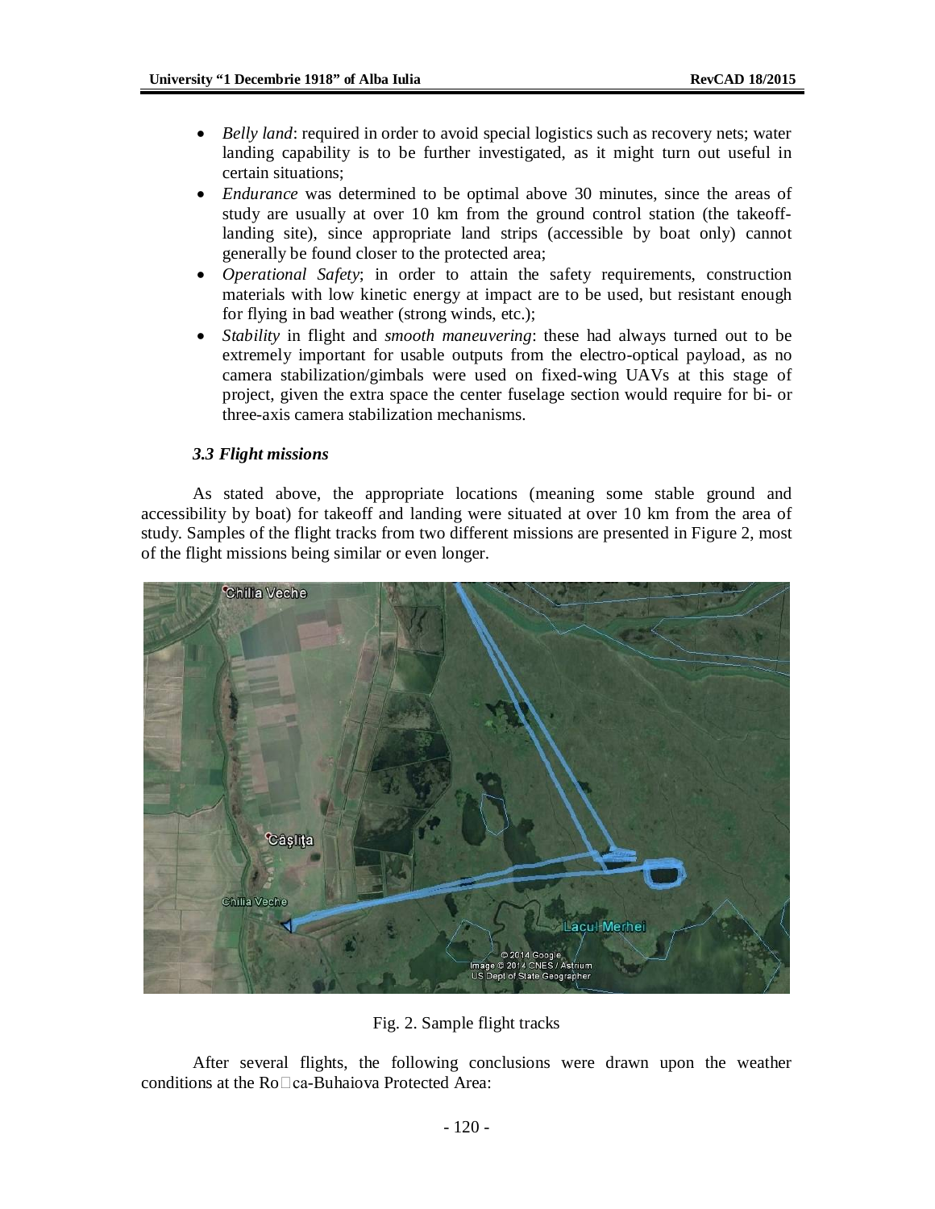- *Belly land*: required in order to avoid special logistics such as recovery nets; water landing capability is to be further investigated, as it might turn out useful in certain situations;
- *Endurance* was determined to be optimal above 30 minutes, since the areas of study are usually at over 10 km from the ground control station (the takeoff-landing site), since appropriate land strips (accessible by boat only) cannot generally be found closer to the protected area;
- *Operational Safety*; in order to attain the safety requirements, construction materials with low kinetic energy at impact are to be used, but resistant enough for flying in bad weather (strong winds, etc.);
- *Stability* in flight and *smooth maneuvering*: these had always turned out to be extremely important for usable outputs from the electro-optical payload, as no camera stabilization/gimbals were used on fixed-wing UAVs at this stage of project, given the extra space the center fuselage section would require for bi- or three-axis camera stabilization mechanisms.

### *3.3 Flight missions*

As stated above, the appropriate locations (meaning some stable ground and accessibility by boat) for takeoff and landing were situated at over 10 km from the area of study. Samples of the flight tracks from two different missions are presented in Figure 2, most of the flight missions being similar or even longer.

Fig. 2. Sample flight tracks

After several flights, the following conclusions were drawn upon the weather conditions at the Ro□ca-Buhaiova Protected Area: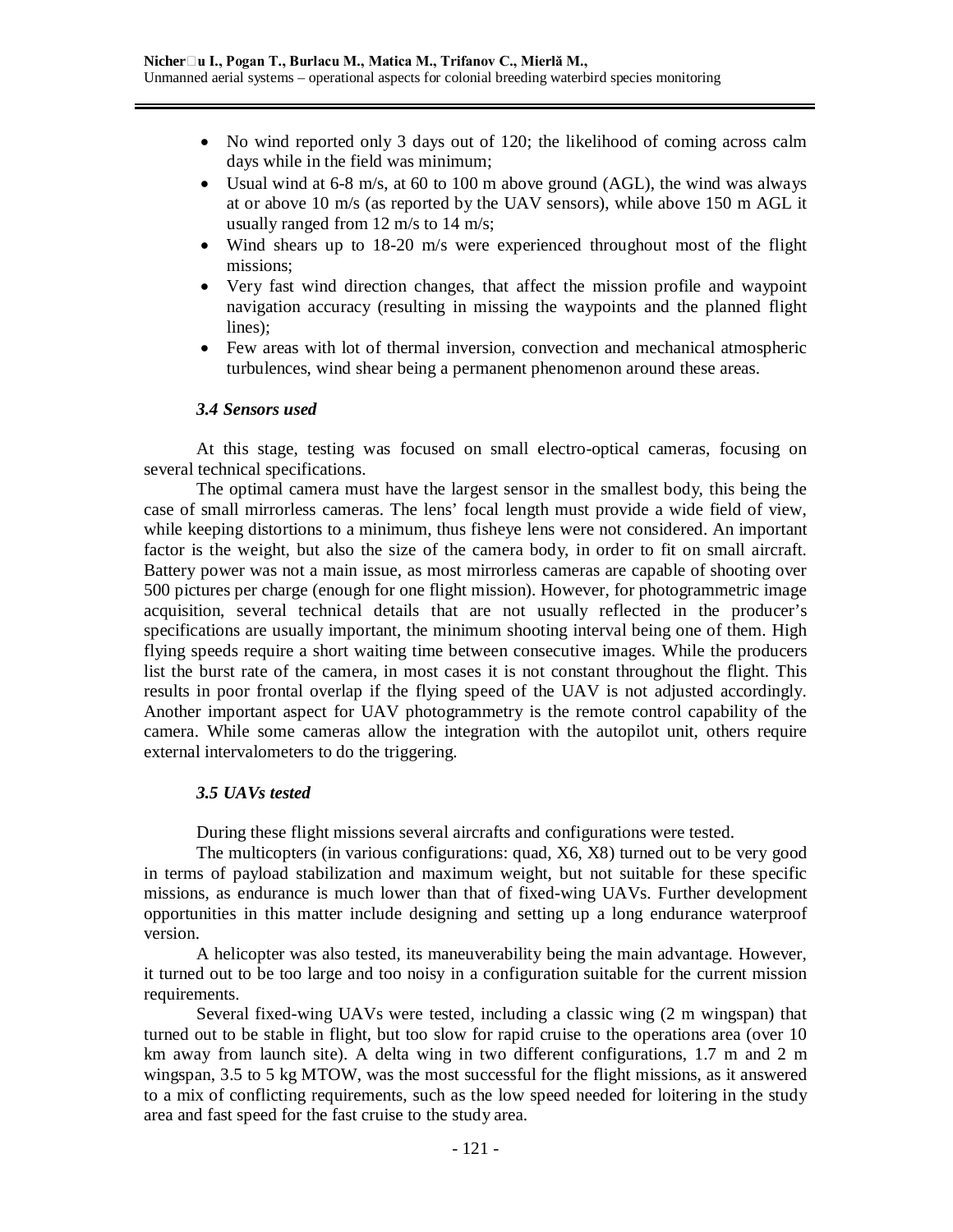- No wind reported only 3 days out of 120; the likelihood of coming across calm days while in the field was minimum;
- Usual wind at 6-8 m/s, at 60 to 100 m above ground (AGL), the wind was always at or above 10 m/s (as reported by the UAV sensors), while above 150 m AGL it usually ranged from 12 m/s to 14 m/s;
- Wind shears up to 18-20 m/s were experienced throughout most of the flight missions;
- Very fast wind direction changes, that affect the mission profile and waypoint navigation accuracy (resulting in missing the waypoints and the planned flight lines);
- Few areas with lot of thermal inversion, convection and mechanical atmospheric turbulences, wind shear being a permanent phenomenon around these areas.

### *3.4 Sensors used*

At this stage, testing was focused on small electro-optical cameras, focusing on several technical specifications.

The optimal camera must have the largest sensor in the smallest body, this being the case of small mirrorless cameras. The lens' focal length must provide a wide field of view, while keeping distortions to a minimum, thus fisheye lens were not considered. An important factor is the weight, but also the size of the camera body, in order to fit on small aircraft. Battery power was not a main issue, as most mirrorless cameras are capable of shooting over 500 pictures per charge (enough for one flight mission). However, for photogrammetric image acquisition, several technical details that are not usually reflected in the producer's specifications are usually important, the minimum shooting interval being one of them. High flying speeds require a short waiting time between consecutive images. While the producers list the burst rate of the camera, in most cases it is not constant throughout the flight. This results in poor frontal overlap if the flying speed of the UAV is not adjusted accordingly. Another important aspect for UAV photogrammetry is the remote control capability of the camera. While some cameras allow the integration with the autopilot unit, others require external intervalometers to do the triggering.

### *3.5 UAVs tested*

During these flight missions several aircrafts and configurations were tested.

The multicopters (in various configurations: quad, X6, X8) turned out to be very good in terms of payload stabilization and maximum weight, but not suitable for these specific missions, as endurance is much lower than that of fixed-wing UAVs. Further development opportunities in this matter include designing and setting up a long endurance waterproof version.

A helicopter was also tested, its maneuverability being the main advantage. However, it turned out to be too large and too noisy in a configuration suitable for the current mission requirements.

Several fixed-wing UAVs were tested, including a classic wing (2 m wingspan) that turned out to be stable in flight, but too slow for rapid cruise to the operations area (over 10 km away from launch site). A delta wing in two different configurations, 1.7 m and 2 m wingspan, 3.5 to 5 kg MTOW, was the most successful for the flight missions, as it answered to a mix of conflicting requirements, such as the low speed needed for loitering in the study area and fast speed for the fast cruise to the study area.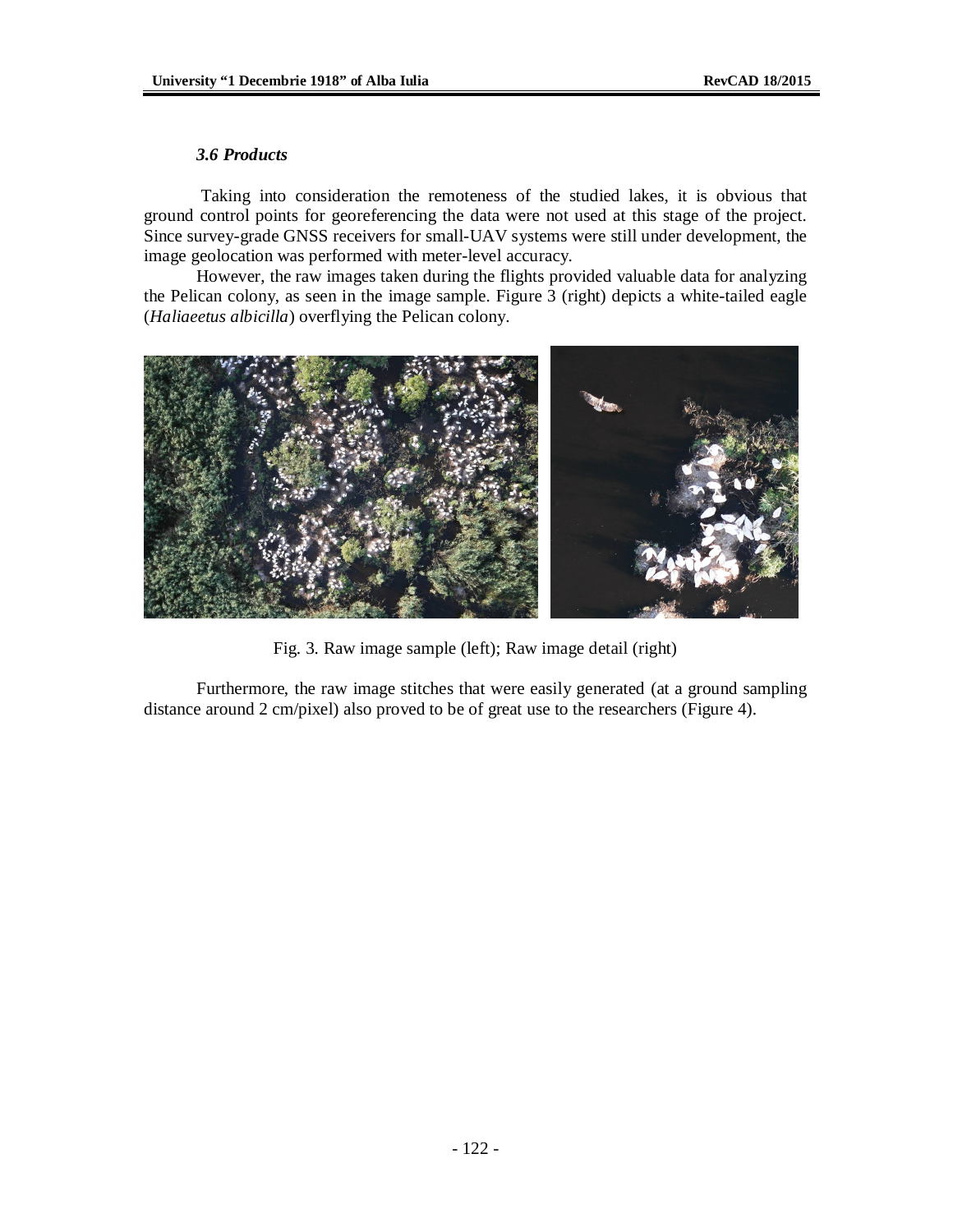### *3.6 Products*

Taking into consideration the remoteness of the studied lakes, it is obvious that ground control points for georeferencing the data were not used at this stage of the project. Since survey-grade GNSS receivers for small-UAV systems were still under development, the image geolocation was performed with meter-level accuracy.

However, the raw images taken during the flights provided valuable data for analyzing the Pelican colony, as seen in the image sample. Figure 3 (right) depicts a white-tailed eagle (*Haliaeetus albicilla*) overflying the Pelican colony.

Fig. 3. Raw image sample (left); Raw image detail (right)

Furthermore, the raw image stitches that were easily generated (at a ground sampling distance around 2 cm/pixel) also proved to be of great use to the researchers (Figure 4).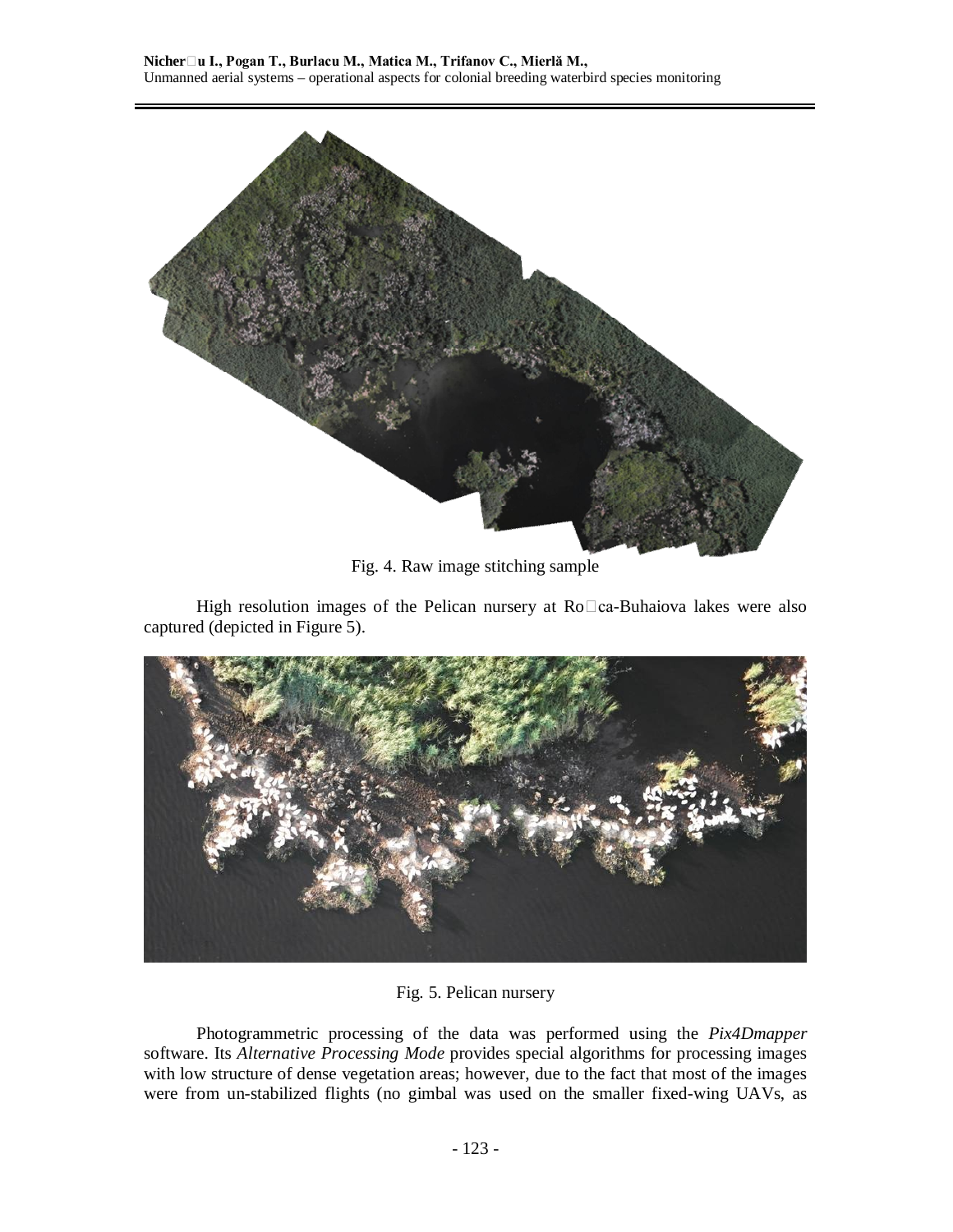Fig. 4. Raw image stitching sample

High resolution images of the Pelican nursery at Ro□ca-Buhaiova lakes were also captured (depicted in Figure 5).

Fig. 5. Pelican nursery

Photogrammetric processing of the data was performed using the *Pix4Dmapper* software. Its *Alternative Processing Mode* provides special algorithms for processing images with low structure of dense vegetation areas; however, due to the fact that most of the images were from un-stabilized flights (no gimbal was used on the smaller fixed-wing UAVs, as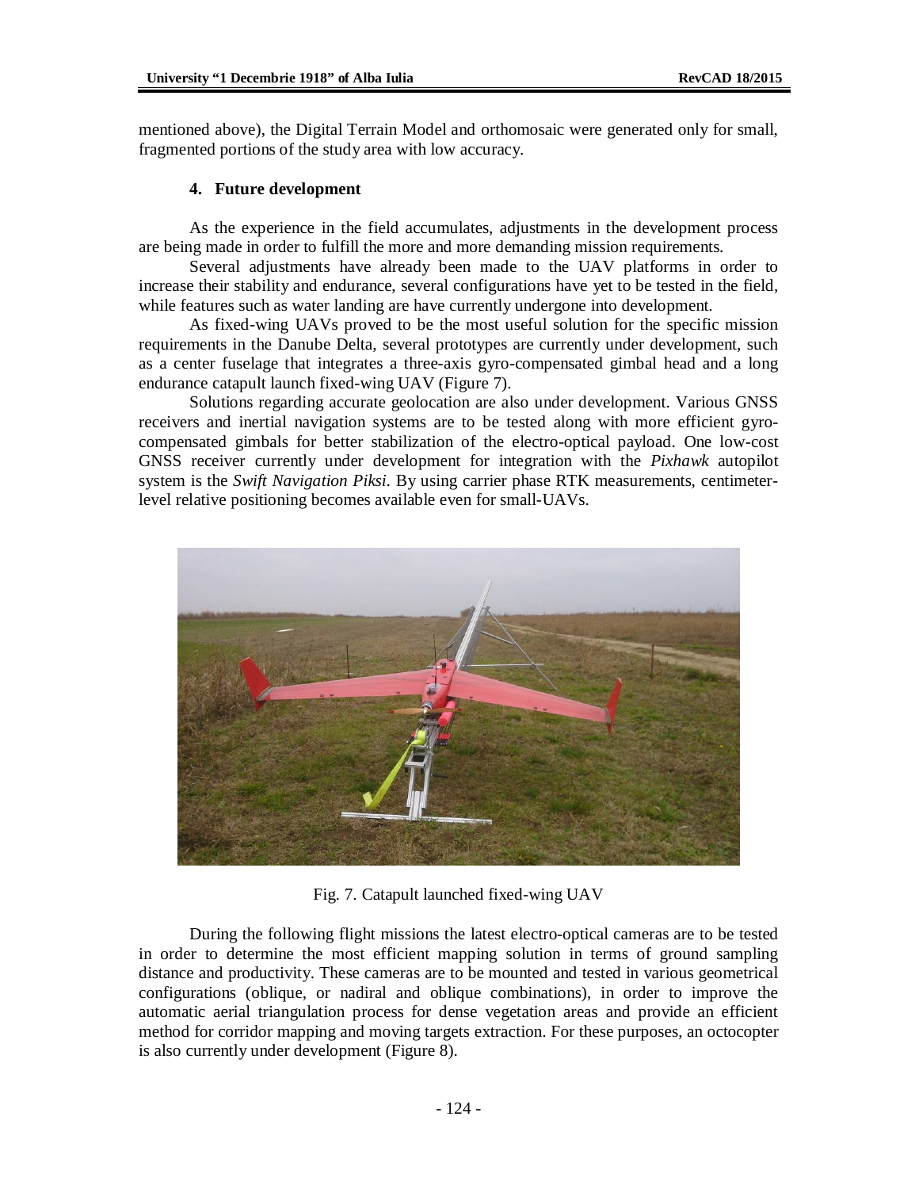mentioned above), the Digital Terrain Model and orthomosaic were generated only for small, fragmented portions of the study area with low accuracy.

## 4. Future development

As the experience in the field accumulates, adjustments in the development process are being made in order to fulfill the more and more demanding mission requirements.

Several adjustments have already been made to the UAV platforms in order to increase their stability and endurance, several configurations have yet to be tested in the field, while features such as water landing are have currently undergone into development.

As fixed-wing UAVs proved to be the most useful solution for the specific mission requirements in the Danube Delta, several prototypes are currently under development, such as a center fuselage that integrates a three-axis gyro-compensated gimbal head and a long endurance catapult launch fixed-wing UAV (Figure 7).

Solutions regarding accurate geolocation are also under development. Various GNSS receivers and inertial navigation systems are to be tested along with more efficient gyro-compensated gimbals for better stabilization of the electro-optical payload. One low-cost GNSS receiver currently under development for integration with the *Pixhawk* autopilot system is the *Swift Navigation Piksi*. By using carrier phase RTK measurements, centimeter-level relative positioning becomes available even for small-UAVs.

Fig. 7. Catapult launched fixed-wing UAV

During the following flight missions the latest electro-optical cameras are to be tested in order to determine the most efficient mapping solution in terms of ground sampling distance and productivity. These cameras are to be mounted and tested in various geometrical configurations (oblique, or nadiral and oblique combinations), in order to improve the automatic aerial triangulation process for dense vegetation areas and provide an efficient method for corridor mapping and moving targets extraction. For these purposes, an octocopter is also currently under development (Figure 8).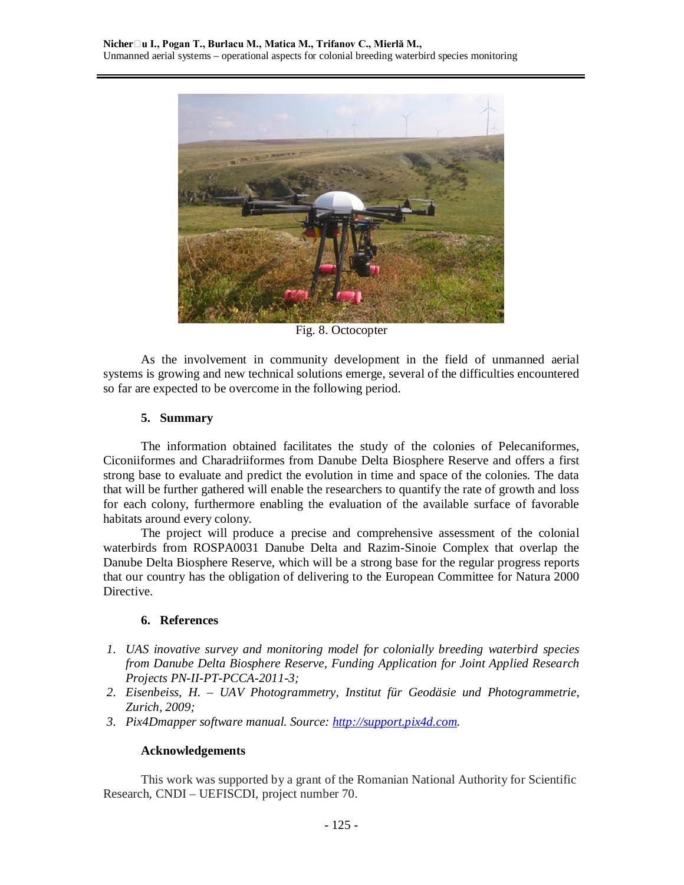Fig. 8. Octocopter

As the involvement in community development in the field of unmanned aerial systems is growing and new technical solutions emerge, several of the difficulties encountered so far are expected to be overcome in the following period.

## 5. Summary

The information obtained facilitates the study of the colonies of Pelecaniformes, Ciconiiformes and Charadriiformes from Danube Delta Biosphere Reserve and offers a first strong base to evaluate and predict the evolution in time and space of the colonies. The data that will be further gathered will enable the researchers to quantify the rate of growth and loss for each colony, furthermore enabling the evaluation of the available surface of favorable habitats around every colony.

The project will produce a precise and comprehensive assessment of the colonial waterbirds from ROSPA0031 Danube Delta and Razim-Sinoie Complex that overlap the Danube Delta Biosphere Reserve, which will be a strong base for the regular progress reports that our country has the obligation of delivering to the European Committee for Natura 2000 Directive.

## 6. References

1. *UAS inovative survey and monitoring model for colonially breeding waterbird species from Danube Delta Biosphere Reserve, Funding Application for Joint Applied Research Projects PN-II-PT-PCCA-2011-3;*
2. *Eisenbeiss, H. – UAV Photogrammetry, Institut für Geodäsie und Photogrammetrie, Zurich, 2009;*
3. *Pix4Dmapper software manual. Source: [http://support.pix4d.com](http://support.pix4d.com).*

## Acknowledgements

This work was supported by a grant of the Romanian National Authority for Scientific Research, CNDI – UEFISCDI, project number 70.